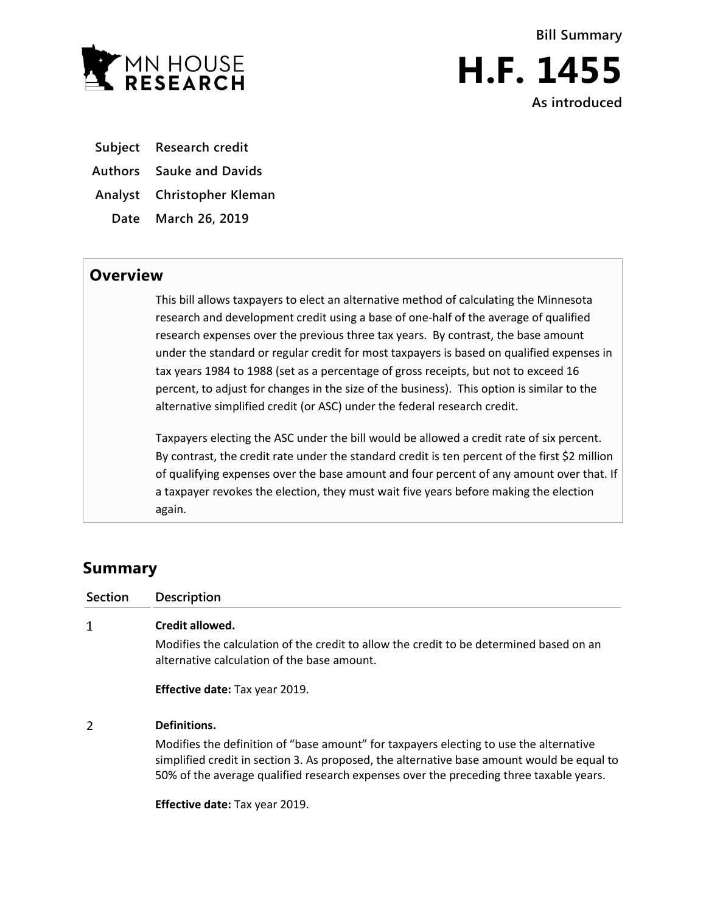**Bill Summary**

# H.F. 1455

**As introduced**

| | |
|---|---|
| **Subject** | **Research credit** |
| **Authors** | **Sauke and Davids** |
| **Analyst** | **Christopher Kleman** |
| **Date** | **March 26, 2019** |

## Overview

This bill allows taxpayers to elect an alternative method of calculating the Minnesota research and development credit using a base of one-half of the average of qualified research expenses over the previous three tax years. By contrast, the base amount under the standard or regular credit for most taxpayers is based on qualified expenses in tax years 1984 to 1988 (set as a percentage of gross receipts, but not to exceed 16 percent, to adjust for changes in the size of the business). This option is similar to the alternative simplified credit (or ASC) under the federal research credit.

Taxpayers electing the ASC under the bill would be allowed a credit rate of six percent. By contrast, the credit rate under the standard credit is ten percent of the first $2 million of qualifying expenses over the base amount and four percent of any amount over that. If a taxpayer revokes the election, they must wait five years before making the election again.

## Summary

| Section | Description |
|---|---|
| 1 | **Credit allowed.**<br>Modifies the calculation of the credit to allow the credit to be determined based on an alternative calculation of the base amount.<br><br>**Effective date:** Tax year 2019. |
| 2 | **Definitions.**<br>Modifies the definition of "base amount" for taxpayers electing to use the alternative simplified credit in section 3. As proposed, the alternative base amount would be equal to 50% of the average qualified research expenses over the preceding three taxable years.<br><br>**Effective date:** Tax year 2019. |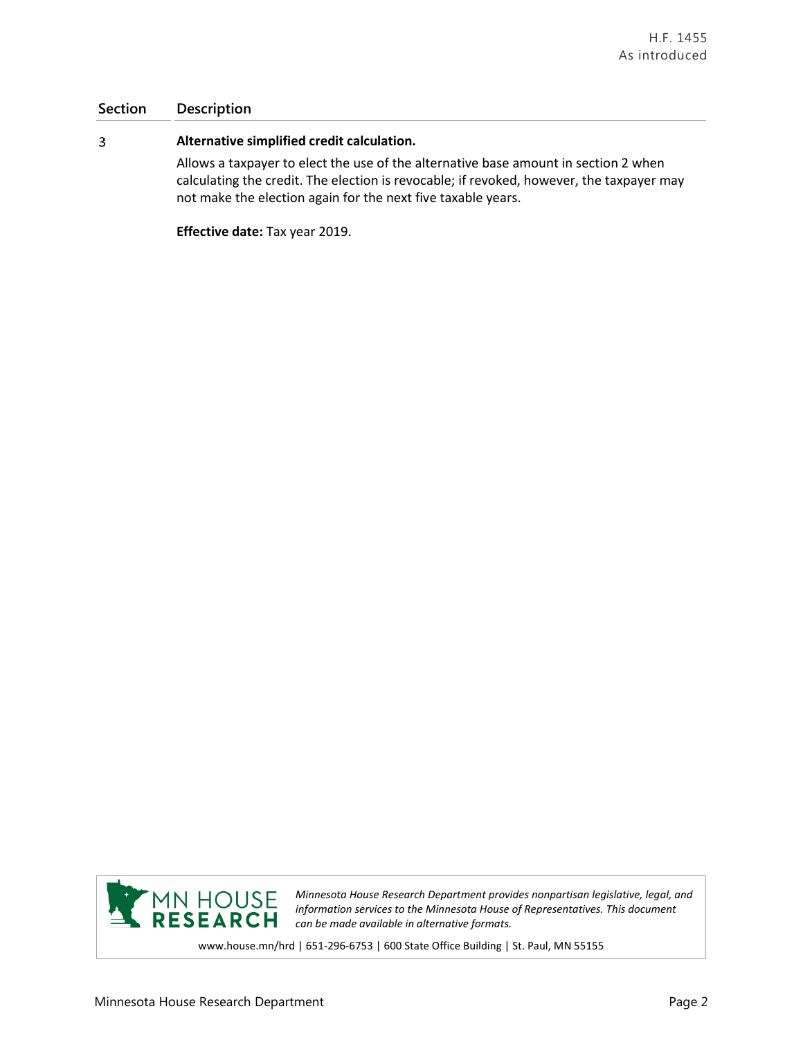| Section | Description |
|---|---|
| 3 | **Alternative simplified credit calculation.**<br><br>Allows a taxpayer to elect the use of the alternative base amount in section 2 when calculating the credit. The election is revocable; if revoked, however, the taxpayer may not make the election again for the next five taxable years.<br><br>**Effective date:** Tax year 2019. |

MN HOUSE RESEARCH

*Minnesota House Research Department provides nonpartisan legislative, legal, and information services to the Minnesota House of Representatives. This document can be made available in alternative formats.*

www.house.mn/hrd | 651-296-6753 | 600 State Office Building | St. Paul, MN 55155